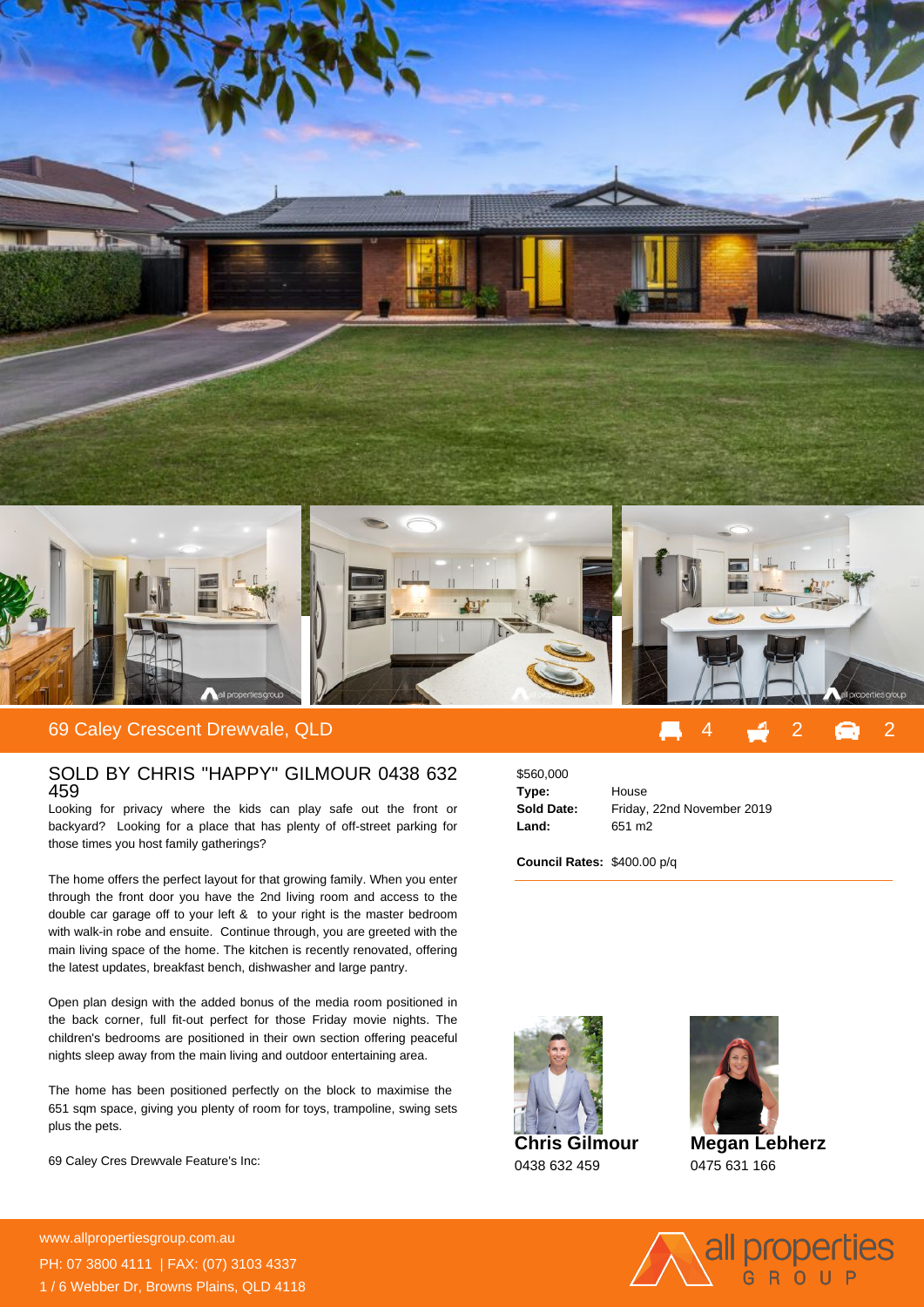## 69 Caley Crescent Drewvale, QLD

4 | 2 | 2

### SOLD BY CHRIS "HAPPY" GILMOUR 0438 632 459

Looking for privacy where the kids can play safe out the front or backyard? Looking for a place that has plenty of off-street parking for those times you host family gatherings?

The home offers the perfect layout for that growing family. When you enter through the front door you have the 2nd living room and access to the double car garage off to your left & to your right is the master bedroom with walk-in robe and ensuite. Continue through, you are greeted with the main living space of the home. The kitchen is recently renovated, offering the latest updates, breakfast bench, dishwasher and large pantry.

Open plan design with the added bonus of the media room positioned in the back corner, full fit-out perfect for those Friday movie nights. The children's bedrooms are positioned in their own section offering peaceful nights sleep away from the main living and outdoor entertaining area.

The home has been positioned perfectly on the block to maximise the 651 sqm space, giving you plenty of room for toys, trampoline, swing sets plus the pets.

69 Caley Cres Drewvale Feature's Inc:

$560,000

**Type:** House
**Sold Date:** Friday, 22nd November 2019
**Land:** 651 m2

**Council Rates:** $400.00 p/q

**Chris Gilmour**
0438 632 459

**Megan Lebherz**
0475 631 166

www.allpropertiesgroup.com.au
PH: 07 3800 4111 | FAX: (07) 3103 4337
1 / 6 Webber Dr, Browns Plains, QLD 4118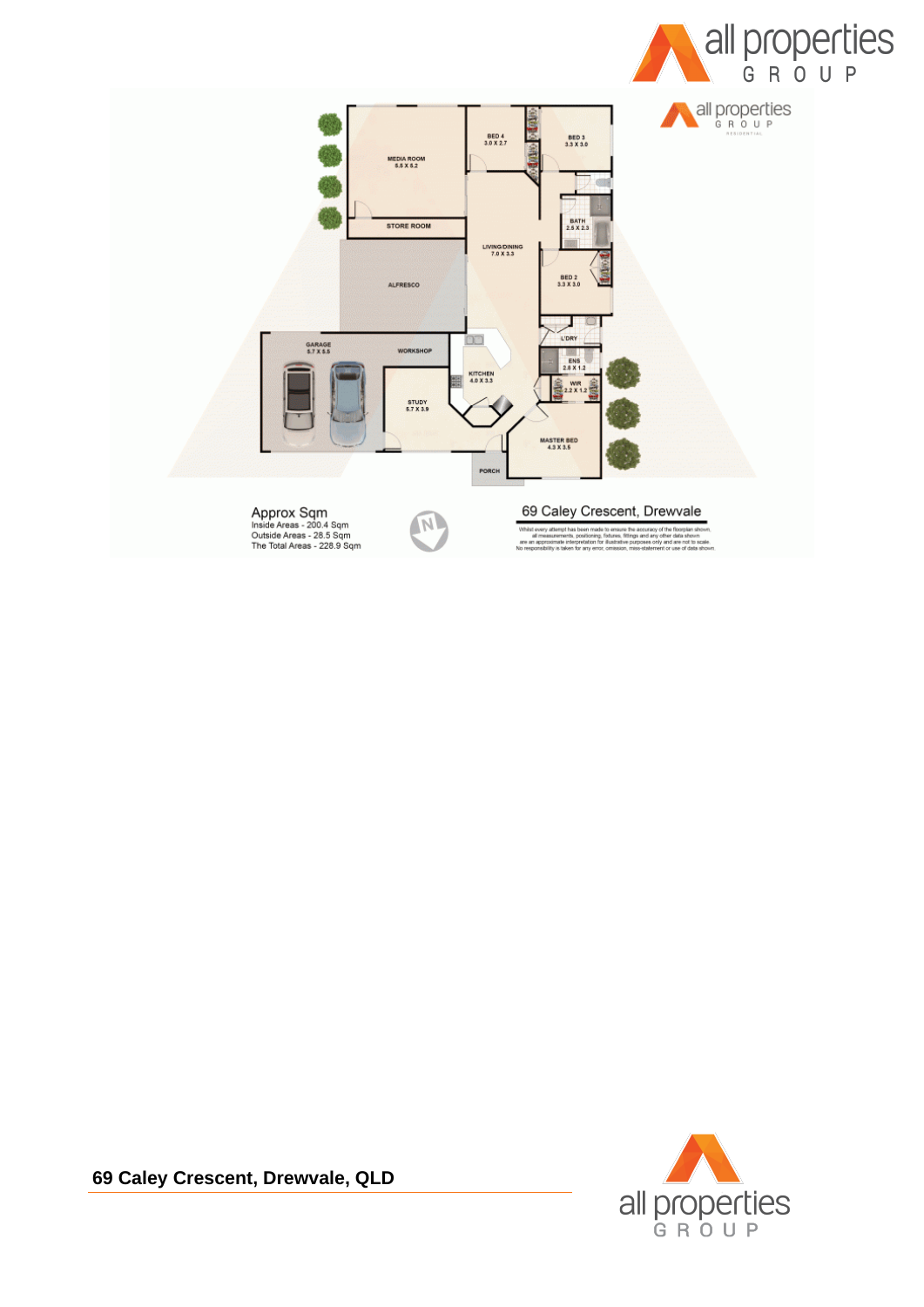MEDIA ROOM
5.5 X 5.2

STORE ROOM

BED 4
3.0 X 2.7

BED 3
3.3 X 3.0

BATH
2.5 X 2.3

LIVING/DINING
7.0 X 3.3

BED 2
3.3 X 3.0

ALFRESCO

GARAGE
5.7 X 5.5

WORKSHOP

L'DRY

ENS
2.8 X 1.2

WIR
2.2 X 1.2

KITCHEN
4.0 X 3.3

STUDY
5.7 X 3.9

MASTER BED
4.3 X 3.5

PORCH

Approx Sqm
Inside Areas - 200.4 Sqm
Outside Areas - 28.5 Sqm
The Total Areas - 228.9 Sqm

69 Caley Crescent, Drewvale

Whilst every attempt has been made to ensure the accuracy of the floorplan shown, all measurements, positioning, fixtures, fittings and any other data shown are an approximate interpretation for illustrative purposes only and are not to scale. No responsibility is taken for any error, omission, miss-statement or use of data shown.

**69 Caley Crescent, Drewvale, QLD**